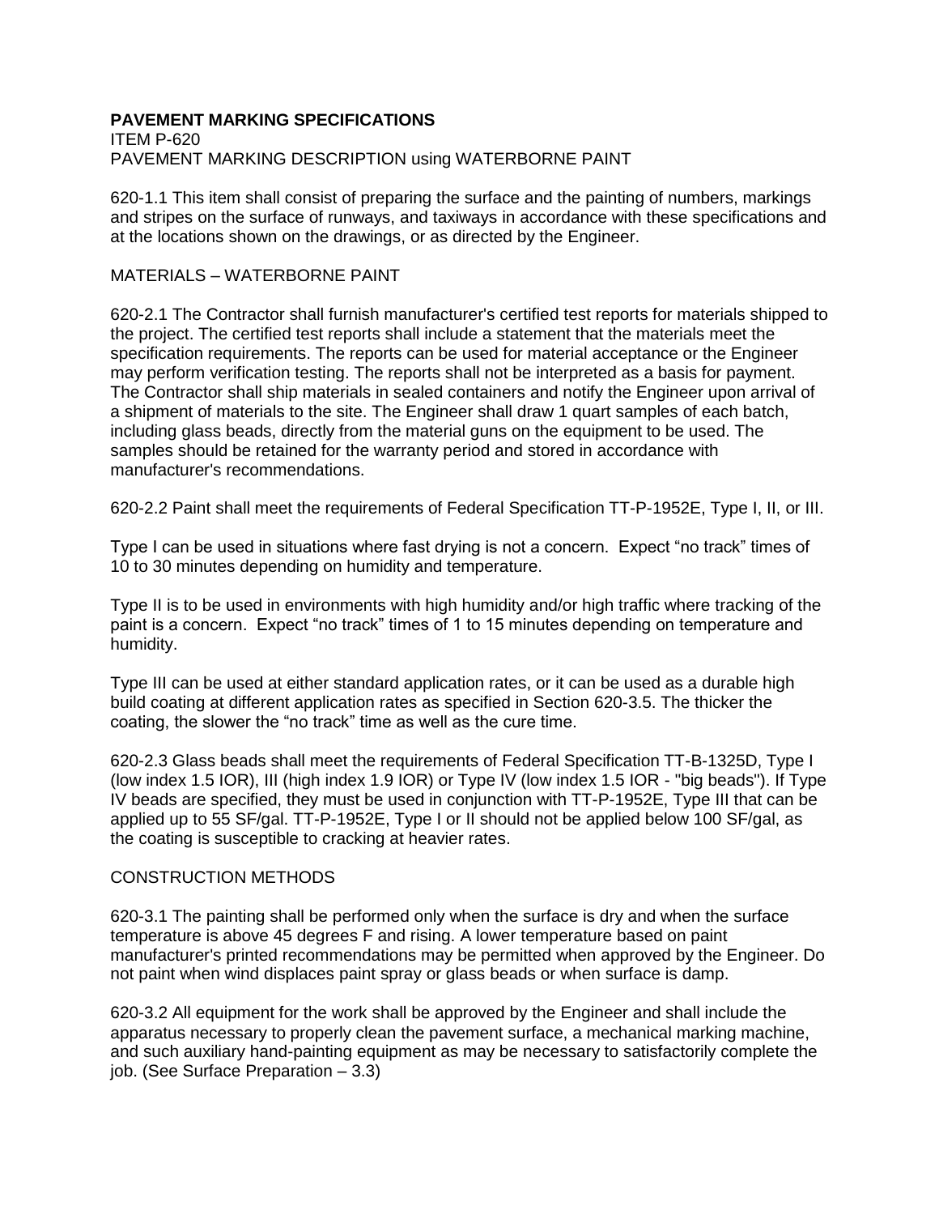# PAVEMENT MARKING SPECIFICATIONS

ITEM P-620

PAVEMENT MARKING DESCRIPTION using WATERBORNE PAINT

620-1.1 This item shall consist of preparing the surface and the painting of numbers, markings and stripes on the surface of runways, and taxiways in accordance with these specifications and at the locations shown on the drawings, or as directed by the Engineer.

## MATERIALS – WATERBORNE PAINT

620-2.1 The Contractor shall furnish manufacturer's certified test reports for materials shipped to the project. The certified test reports shall include a statement that the materials meet the specification requirements. The reports can be used for material acceptance or the Engineer may perform verification testing. The reports shall not be interpreted as a basis for payment. The Contractor shall ship materials in sealed containers and notify the Engineer upon arrival of a shipment of materials to the site. The Engineer shall draw 1 quart samples of each batch, including glass beads, directly from the material guns on the equipment to be used. The samples should be retained for the warranty period and stored in accordance with manufacturer's recommendations.

620-2.2 Paint shall meet the requirements of Federal Specification TT-P-1952E, Type I, II, or III.

Type I can be used in situations where fast drying is not a concern. Expect "no track" times of 10 to 30 minutes depending on humidity and temperature.

Type II is to be used in environments with high humidity and/or high traffic where tracking of the paint is a concern. Expect "no track" times of 1 to 15 minutes depending on temperature and humidity.

Type III can be used at either standard application rates, or it can be used as a durable high build coating at different application rates as specified in Section 620-3.5. The thicker the coating, the slower the "no track" time as well as the cure time.

620-2.3 Glass beads shall meet the requirements of Federal Specification TT-B-1325D, Type I (low index 1.5 IOR), III (high index 1.9 IOR) or Type IV (low index 1.5 IOR - "big beads"). If Type IV beads are specified, they must be used in conjunction with TT-P-1952E, Type III that can be applied up to 55 SF/gal. TT-P-1952E, Type I or II should not be applied below 100 SF/gal, as the coating is susceptible to cracking at heavier rates.

## CONSTRUCTION METHODS

620-3.1 The painting shall be performed only when the surface is dry and when the surface temperature is above 45 degrees F and rising. A lower temperature based on paint manufacturer's printed recommendations may be permitted when approved by the Engineer. Do not paint when wind displaces paint spray or glass beads or when surface is damp.

620-3.2 All equipment for the work shall be approved by the Engineer and shall include the apparatus necessary to properly clean the pavement surface, a mechanical marking machine, and such auxiliary hand-painting equipment as may be necessary to satisfactorily complete the job. (See Surface Preparation – 3.3)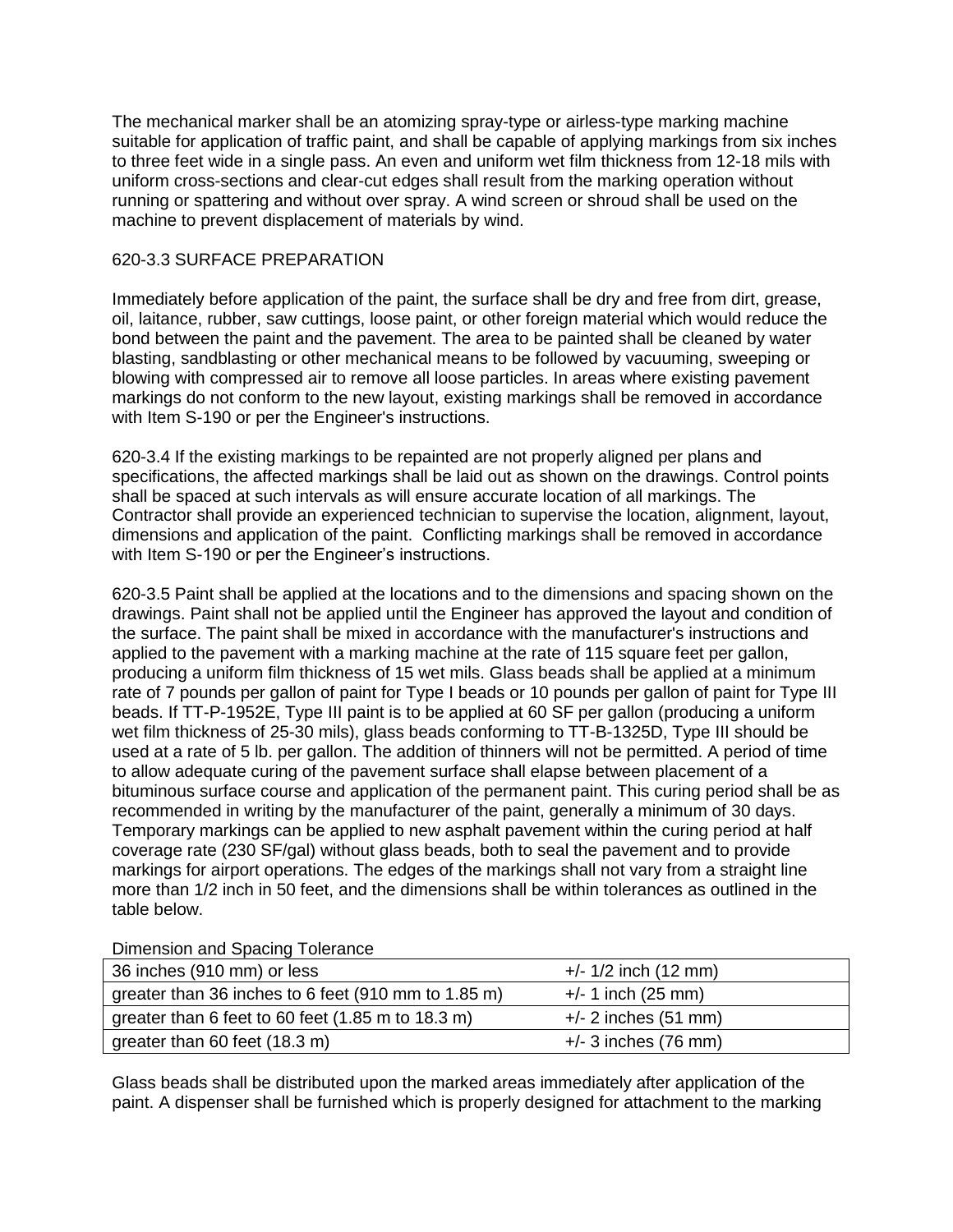The mechanical marker shall be an atomizing spray-type or airless-type marking machine suitable for application of traffic paint, and shall be capable of applying markings from six inches to three feet wide in a single pass. An even and uniform wet film thickness from 12-18 mils with uniform cross-sections and clear-cut edges shall result from the marking operation without running or spattering and without over spray. A wind screen or shroud shall be used on the machine to prevent displacement of materials by wind.

620-3.3 SURFACE PREPARATION

Immediately before application of the paint, the surface shall be dry and free from dirt, grease, oil, laitance, rubber, saw cuttings, loose paint, or other foreign material which would reduce the bond between the paint and the pavement. The area to be painted shall be cleaned by water blasting, sandblasting or other mechanical means to be followed by vacuuming, sweeping or blowing with compressed air to remove all loose particles. In areas where existing pavement markings do not conform to the new layout, existing markings shall be removed in accordance with Item S-190 or per the Engineer's instructions.

620-3.4 If the existing markings to be repainted are not properly aligned per plans and specifications, the affected markings shall be laid out as shown on the drawings. Control points shall be spaced at such intervals as will ensure accurate location of all markings. The Contractor shall provide an experienced technician to supervise the location, alignment, layout, dimensions and application of the paint. Conflicting markings shall be removed in accordance with Item S-190 or per the Engineer's instructions.

620-3.5 Paint shall be applied at the locations and to the dimensions and spacing shown on the drawings. Paint shall not be applied until the Engineer has approved the layout and condition of the surface. The paint shall be mixed in accordance with the manufacturer's instructions and applied to the pavement with a marking machine at the rate of 115 square feet per gallon, producing a uniform film thickness of 15 wet mils. Glass beads shall be applied at a minimum rate of 7 pounds per gallon of paint for Type I beads or 10 pounds per gallon of paint for Type III beads. If TT-P-1952E, Type III paint is to be applied at 60 SF per gallon (producing a uniform wet film thickness of 25-30 mils), glass beads conforming to TT-B-1325D, Type III should be used at a rate of 5 lb. per gallon. The addition of thinners will not be permitted. A period of time to allow adequate curing of the pavement surface shall elapse between placement of a bituminous surface course and application of the permanent paint. This curing period shall be as recommended in writing by the manufacturer of the paint, generally a minimum of 30 days. Temporary markings can be applied to new asphalt pavement within the curing period at half coverage rate (230 SF/gal) without glass beads, both to seal the pavement and to provide markings for airport operations. The edges of the markings shall not vary from a straight line more than 1/2 inch in 50 feet, and the dimensions shall be within tolerances as outlined in the table below.

Dimension and Spacing Tolerance

| | |
|---|---|
| 36 inches (910 mm) or less | +/- 1/2 inch (12 mm) |
| greater than 36 inches to 6 feet (910 mm to 1.85 m) | +/- 1 inch (25 mm) |
| greater than 6 feet to 60 feet (1.85 m to 18.3 m) | +/- 2 inches (51 mm) |
| greater than 60 feet (18.3 m) | +/- 3 inches (76 mm) |

Glass beads shall be distributed upon the marked areas immediately after application of the paint. A dispenser shall be furnished which is properly designed for attachment to the marking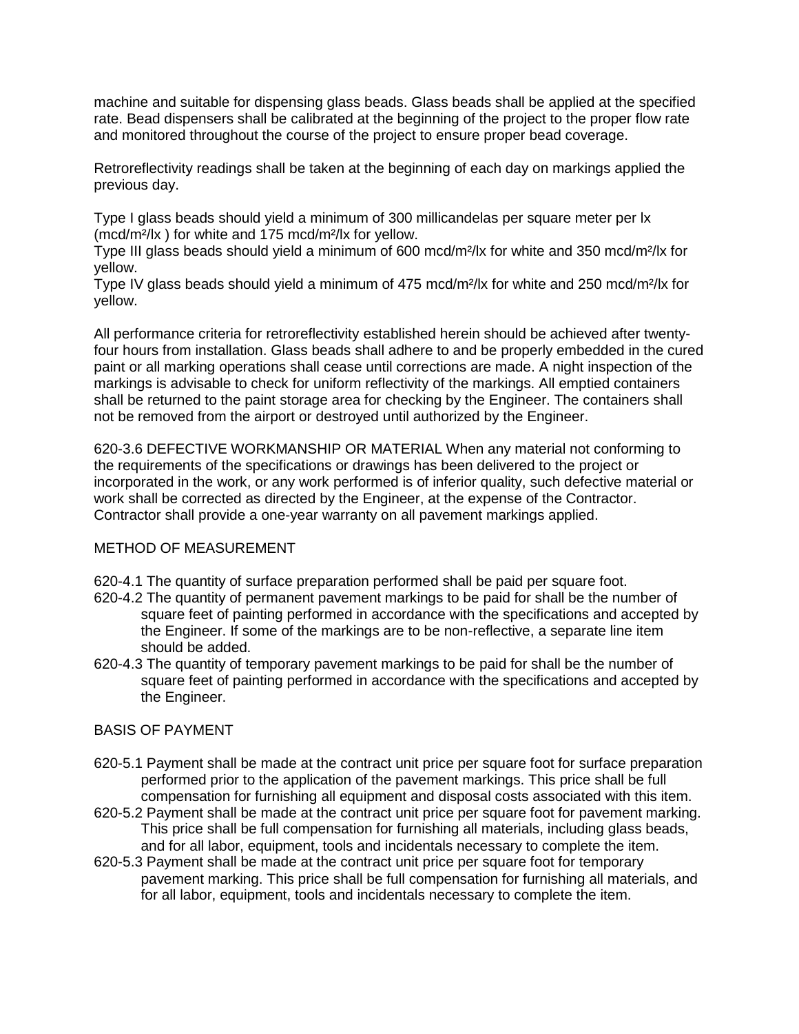machine and suitable for dispensing glass beads. Glass beads shall be applied at the specified rate. Bead dispensers shall be calibrated at the beginning of the project to the proper flow rate and monitored throughout the course of the project to ensure proper bead coverage.

Retroreflectivity readings shall be taken at the beginning of each day on markings applied the previous day.

Type I glass beads should yield a minimum of 300 millicandelas per square meter per lx (mcd/m²/lx ) for white and 175 mcd/m²/lx for yellow.
Type III glass beads should yield a minimum of 600 mcd/m²/lx for white and 350 mcd/m²/lx for yellow.
Type IV glass beads should yield a minimum of 475 mcd/m²/lx for white and 250 mcd/m²/lx for yellow.

All performance criteria for retroreflectivity established herein should be achieved after twenty-four hours from installation. Glass beads shall adhere to and be properly embedded in the cured paint or all marking operations shall cease until corrections are made. A night inspection of the markings is advisable to check for uniform reflectivity of the markings. All emptied containers shall be returned to the paint storage area for checking by the Engineer. The containers shall not be removed from the airport or destroyed until authorized by the Engineer.

620-3.6 DEFECTIVE WORKMANSHIP OR MATERIAL When any material not conforming to the requirements of the specifications or drawings has been delivered to the project or incorporated in the work, or any work performed is of inferior quality, such defective material or work shall be corrected as directed by the Engineer, at the expense of the Contractor. Contractor shall provide a one-year warranty on all pavement markings applied.

## METHOD OF MEASUREMENT

620-4.1 The quantity of surface preparation performed shall be paid per square foot.

620-4.2 The quantity of permanent pavement markings to be paid for shall be the number of square feet of painting performed in accordance with the specifications and accepted by the Engineer. If some of the markings are to be non-reflective, a separate line item should be added.

620-4.3 The quantity of temporary pavement markings to be paid for shall be the number of square feet of painting performed in accordance with the specifications and accepted by the Engineer.

## BASIS OF PAYMENT

620-5.1 Payment shall be made at the contract unit price per square foot for surface preparation performed prior to the application of the pavement markings. This price shall be full compensation for furnishing all equipment and disposal costs associated with this item.

620-5.2 Payment shall be made at the contract unit price per square foot for pavement marking. This price shall be full compensation for furnishing all materials, including glass beads, and for all labor, equipment, tools and incidentals necessary to complete the item.

620-5.3 Payment shall be made at the contract unit price per square foot for temporary pavement marking. This price shall be full compensation for furnishing all materials, and for all labor, equipment, tools and incidentals necessary to complete the item.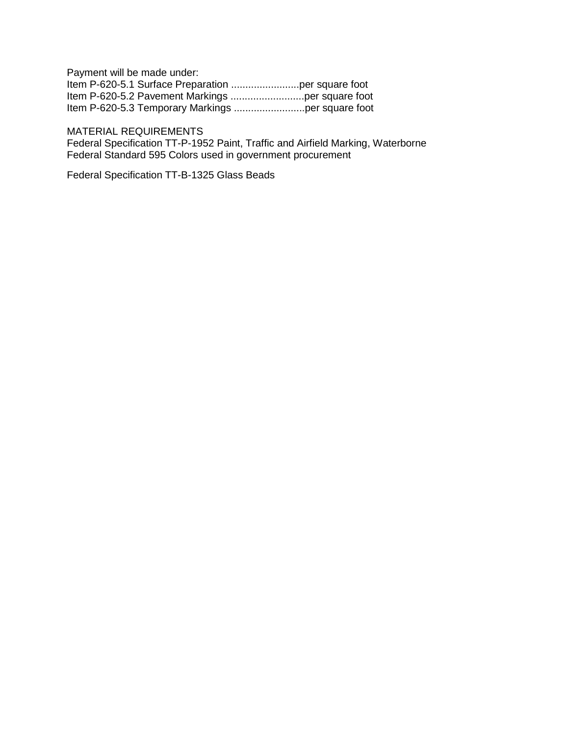Payment will be made under:
Item P-620-5.1 Surface Preparation ........................per square foot
Item P-620-5.2 Pavement Markings ..........................per square foot
Item P-620-5.3 Temporary Markings .........................per square foot

MATERIAL REQUIREMENTS
Federal Specification TT-P-1952 Paint, Traffic and Airfield Marking, Waterborne
Federal Standard 595 Colors used in government procurement

Federal Specification TT-B-1325 Glass Beads